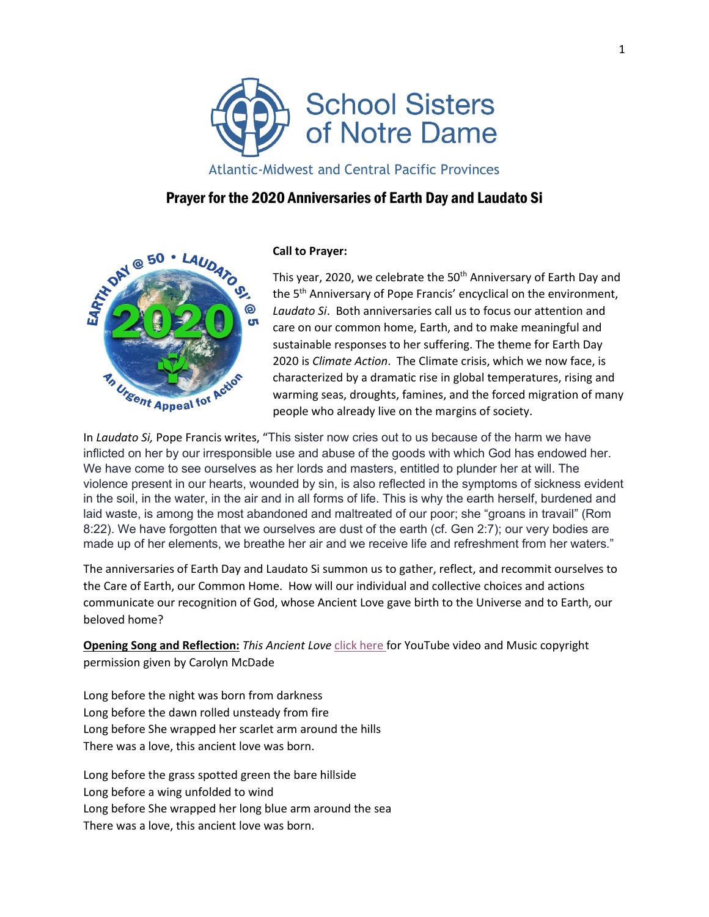School Sisters of Notre Dame

Atlantic-Midwest and Central Pacific Provinces

# Prayer for the 2020 Anniversaries of Earth Day and Laudato Si

**Call to Prayer:**

This year, 2020, we celebrate the 50th Anniversary of Earth Day and the 5th Anniversary of Pope Francis' encyclical on the environment, *Laudato Si*. Both anniversaries call us to focus our attention and care on our common home, Earth, and to make meaningful and sustainable responses to her suffering. The theme for Earth Day 2020 is *Climate Action*. The Climate crisis, which we now face, is characterized by a dramatic rise in global temperatures, rising and warming seas, droughts, famines, and the forced migration of many people who already live on the margins of society.

In *Laudato Si,* Pope Francis writes, "This sister now cries out to us because of the harm we have inflicted on her by our irresponsible use and abuse of the goods with which God has endowed her. We have come to see ourselves as her lords and masters, entitled to plunder her at will. The violence present in our hearts, wounded by sin, is also reflected in the symptoms of sickness evident in the soil, in the water, in the air and in all forms of life. This is why the earth herself, burdened and laid waste, is among the most abandoned and maltreated of our poor; she "groans in travail" (Rom 8:22). We have forgotten that we ourselves are dust of the earth (cf. Gen 2:7); our very bodies are made up of her elements, we breathe her air and we receive life and refreshment from her waters."

The anniversaries of Earth Day and Laudato Si summon us to gather, reflect, and recommit ourselves to the Care of Earth, our Common Home. How will our individual and collective choices and actions communicate our recognition of God, whose Ancient Love gave birth to the Universe and to Earth, our beloved home?

**Opening Song and Reflection:** *This Ancient Love* click here for YouTube video and Music copyright permission given by Carolyn McDade

Long before the night was born from darkness
Long before the dawn rolled unsteady from fire
Long before She wrapped her scarlet arm around the hills
There was a love, this ancient love was born.

Long before the grass spotted green the bare hillside
Long before a wing unfolded to wind
Long before She wrapped her long blue arm around the sea
There was a love, this ancient love was born.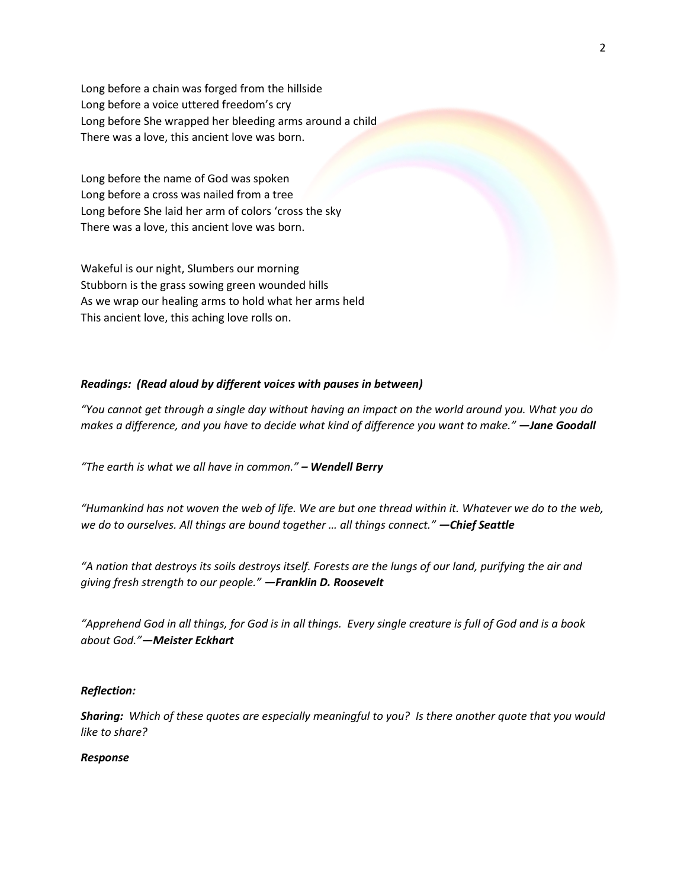Long before a chain was forged from the hillside
Long before a voice uttered freedom's cry
Long before She wrapped her bleeding arms around a child
There was a love, this ancient love was born.

Long before the name of God was spoken
Long before a cross was nailed from a tree
Long before She laid her arm of colors 'cross the sky
There was a love, this ancient love was born.

Wakeful is our night, Slumbers our morning
Stubborn is the grass sowing green wounded hills
As we wrap our healing arms to hold what her arms held
This ancient love, this aching love rolls on.

***Readings: (Read aloud by different voices with pauses in between)***

*"You cannot get through a single day without having an impact on the world around you. What you do makes a difference, and you have to decide what kind of difference you want to make."* ***—Jane Goodall***

*"The earth is what we all have in common."* ***– Wendell Berry***

*"Humankind has not woven the web of life. We are but one thread within it. Whatever we do to the web, we do to ourselves. All things are bound together … all things connect."* ***—Chief Seattle***

*"A nation that destroys its soils destroys itself. Forests are the lungs of our land, purifying the air and giving fresh strength to our people."* ***—Franklin D. Roosevelt***

*"Apprehend God in all things, for God is in all things. Every single creature is full of God and is a book about God."****—Meister Eckhart***

***Reflection:***

***Sharing:*** *Which of these quotes are especially meaningful to you? Is there another quote that you would like to share?*

***Response***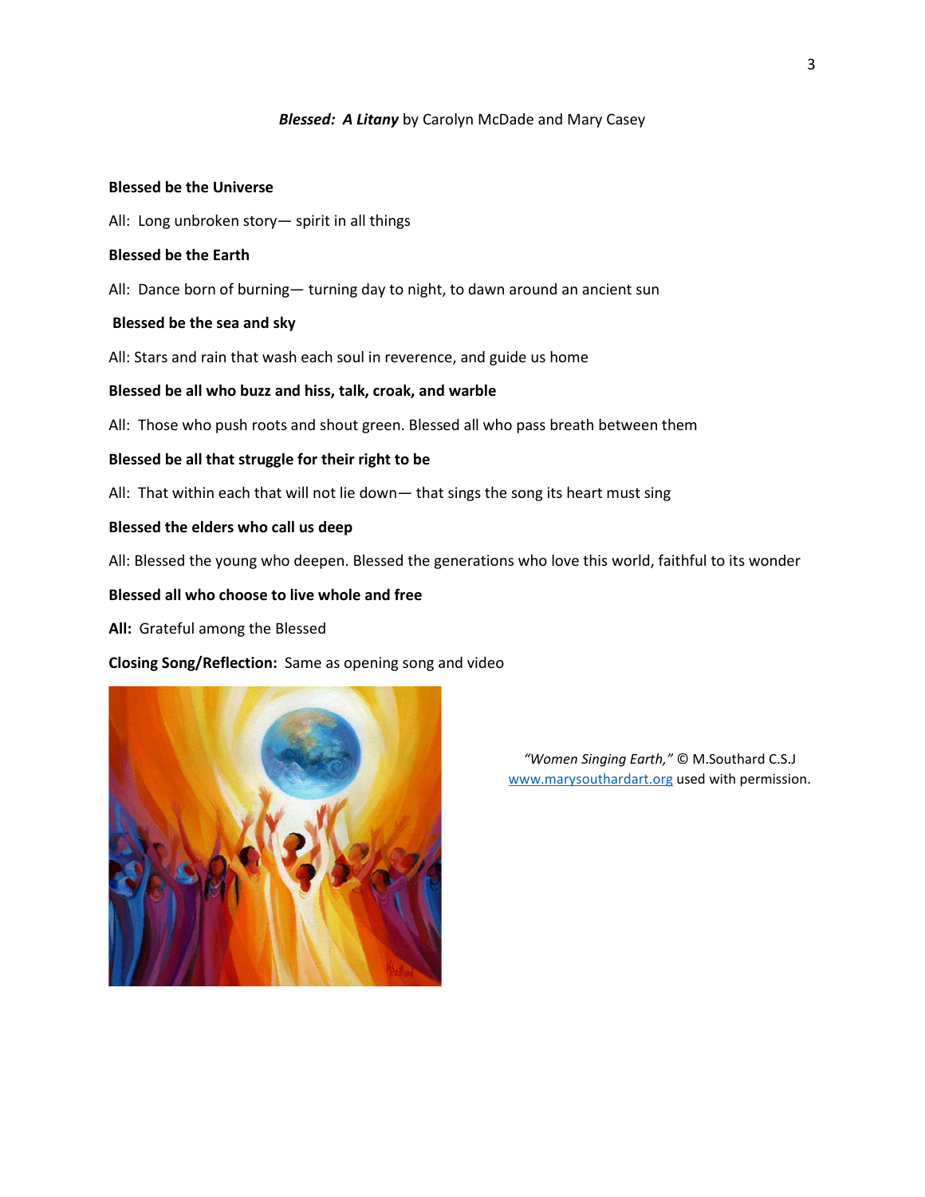***Blessed: A Litany*** by Carolyn McDade and Mary Casey

**Blessed be the Universe**

All: Long unbroken story— spirit in all things

**Blessed be the Earth**

All: Dance born of burning— turning day to night, to dawn around an ancient sun

**Blessed be the sea and sky**

All: Stars and rain that wash each soul in reverence, and guide us home

**Blessed be all who buzz and hiss, talk, croak, and warble**

All: Those who push roots and shout green. Blessed all who pass breath between them

**Blessed be all that struggle for their right to be**

All: That within each that will not lie down— that sings the song its heart must sing

**Blessed the elders who call us deep**

All: Blessed the young who deepen. Blessed the generations who love this world, faithful to its wonder

**Blessed all who choose to live whole and free**

**All:** Grateful among the Blessed

**Closing Song/Reflection:** Same as opening song and video

*"Women Singing Earth,"* © M.Southard C.S.J [www.marysouthardart.org](http://www.marysouthardart.org) used with permission.